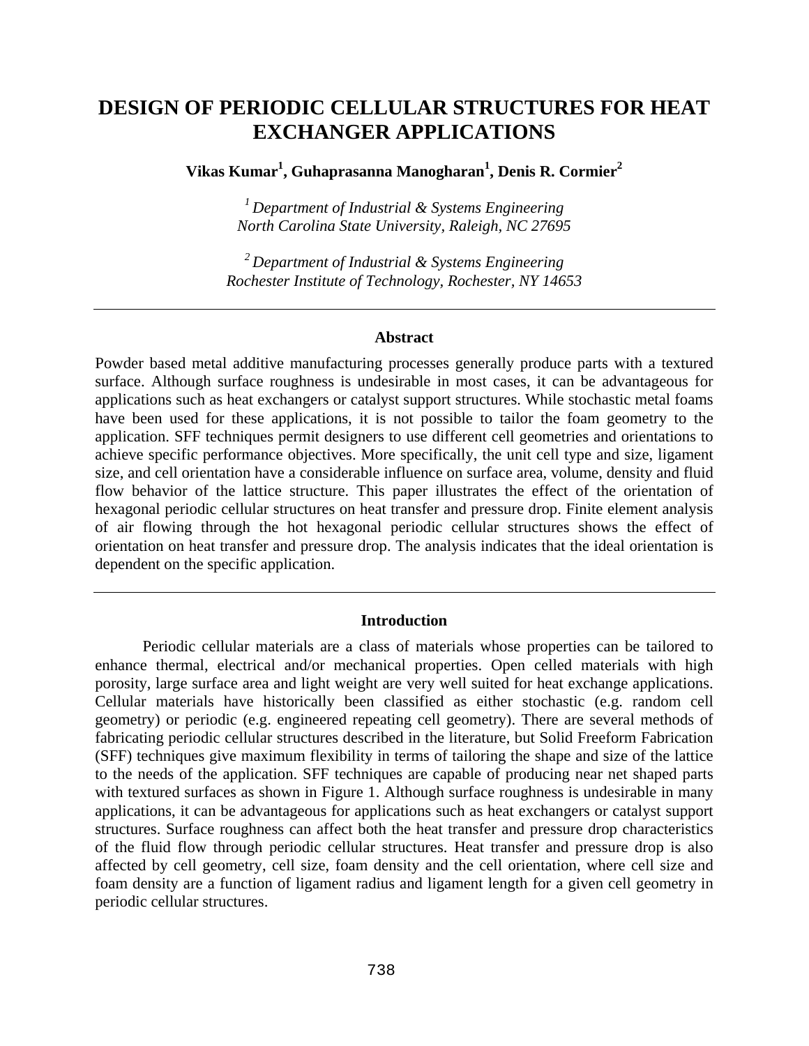# DESIGN OF PERIODIC CELLULAR STRUCTURES FOR HEAT EXCHANGER APPLICATIONS

**Vikas Kumar[1], Guhaprasanna Manogharan[1], Denis R. Cormier[2]**

*[1] Department of Industrial & Systems Engineering*
*North Carolina State University, Raleigh, NC 27695*

*[2] Department of Industrial & Systems Engineering*
*Rochester Institute of Technology, Rochester, NY 14653*

---

## Abstract

Powder based metal additive manufacturing processes generally produce parts with a textured surface. Although surface roughness is undesirable in most cases, it can be advantageous for applications such as heat exchangers or catalyst support structures. While stochastic metal foams have been used for these applications, it is not possible to tailor the foam geometry to the application. SFF techniques permit designers to use different cell geometries and orientations to achieve specific performance objectives. More specifically, the unit cell type and size, ligament size, and cell orientation have a considerable influence on surface area, volume, density and fluid flow behavior of the lattice structure. This paper illustrates the effect of the orientation of hexagonal periodic cellular structures on heat transfer and pressure drop. Finite element analysis of air flowing through the hot hexagonal periodic cellular structures shows the effect of orientation on heat transfer and pressure drop. The analysis indicates that the ideal orientation is dependent on the specific application.

---

## Introduction

Periodic cellular materials are a class of materials whose properties can be tailored to enhance thermal, electrical and/or mechanical properties. Open celled materials with high porosity, large surface area and light weight are very well suited for heat exchange applications. Cellular materials have historically been classified as either stochastic (e.g. random cell geometry) or periodic (e.g. engineered repeating cell geometry). There are several methods of fabricating periodic cellular structures described in the literature, but Solid Freeform Fabrication (SFF) techniques give maximum flexibility in terms of tailoring the shape and size of the lattice to the needs of the application. SFF techniques are capable of producing near net shaped parts with textured surfaces as shown in Figure 1. Although surface roughness is undesirable in many applications, it can be advantageous for applications such as heat exchangers or catalyst support structures. Surface roughness can affect both the heat transfer and pressure drop characteristics of the fluid flow through periodic cellular structures. Heat transfer and pressure drop is also affected by cell geometry, cell size, foam density and the cell orientation, where cell size and foam density are a function of ligament radius and ligament length for a given cell geometry in periodic cellular structures.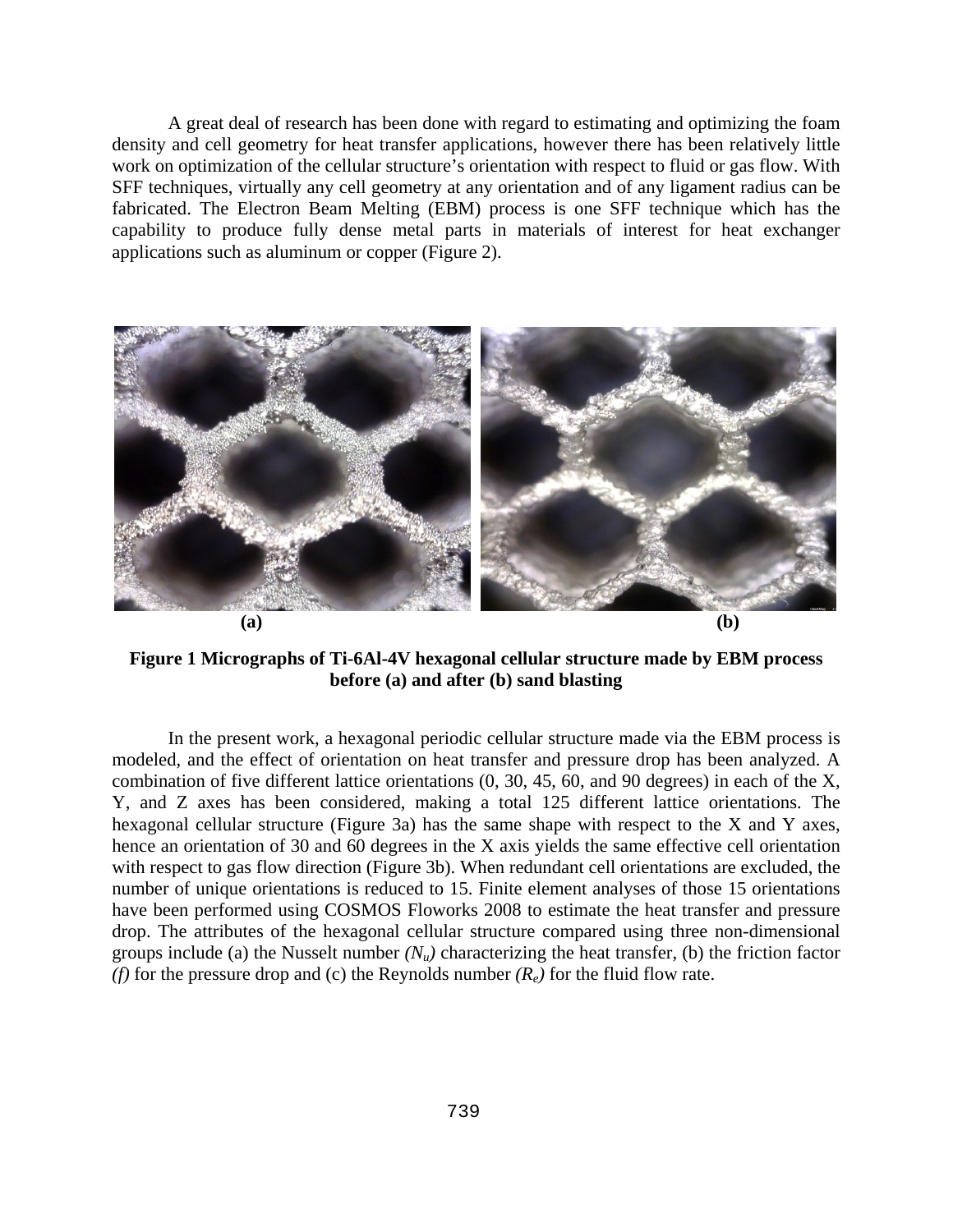A great deal of research has been done with regard to estimating and optimizing the foam density and cell geometry for heat transfer applications, however there has been relatively little work on optimization of the cellular structure's orientation with respect to fluid or gas flow. With SFF techniques, virtually any cell geometry at any orientation and of any ligament radius can be fabricated. The Electron Beam Melting (EBM) process is one SFF technique which has the capability to produce fully dense metal parts in materials of interest for heat exchanger applications such as aluminum or copper (Figure 2).

(a) (b)

**Figure 1 Micrographs of Ti-6Al-4V hexagonal cellular structure made by EBM process before (a) and after (b) sand blasting**

In the present work, a hexagonal periodic cellular structure made via the EBM process is modeled, and the effect of orientation on heat transfer and pressure drop has been analyzed. A combination of five different lattice orientations (0, 30, 45, 60, and 90 degrees) in each of the X, Y, and Z axes has been considered, making a total 125 different lattice orientations. The hexagonal cellular structure (Figure 3a) has the same shape with respect to the X and Y axes, hence an orientation of 30 and 60 degrees in the X axis yields the same effective cell orientation with respect to gas flow direction (Figure 3b). When redundant cell orientations are excluded, the number of unique orientations is reduced to 15. Finite element analyses of those 15 orientations have been performed using COSMOS Floworks 2008 to estimate the heat transfer and pressure drop. The attributes of the hexagonal cellular structure compared using three non-dimensional groups include (a) the Nusselt number *($N_u$)* characterizing the heat transfer, (b) the friction factor *($f$)* for the pressure drop and (c) the Reynolds number *($R_e$)* for the fluid flow rate.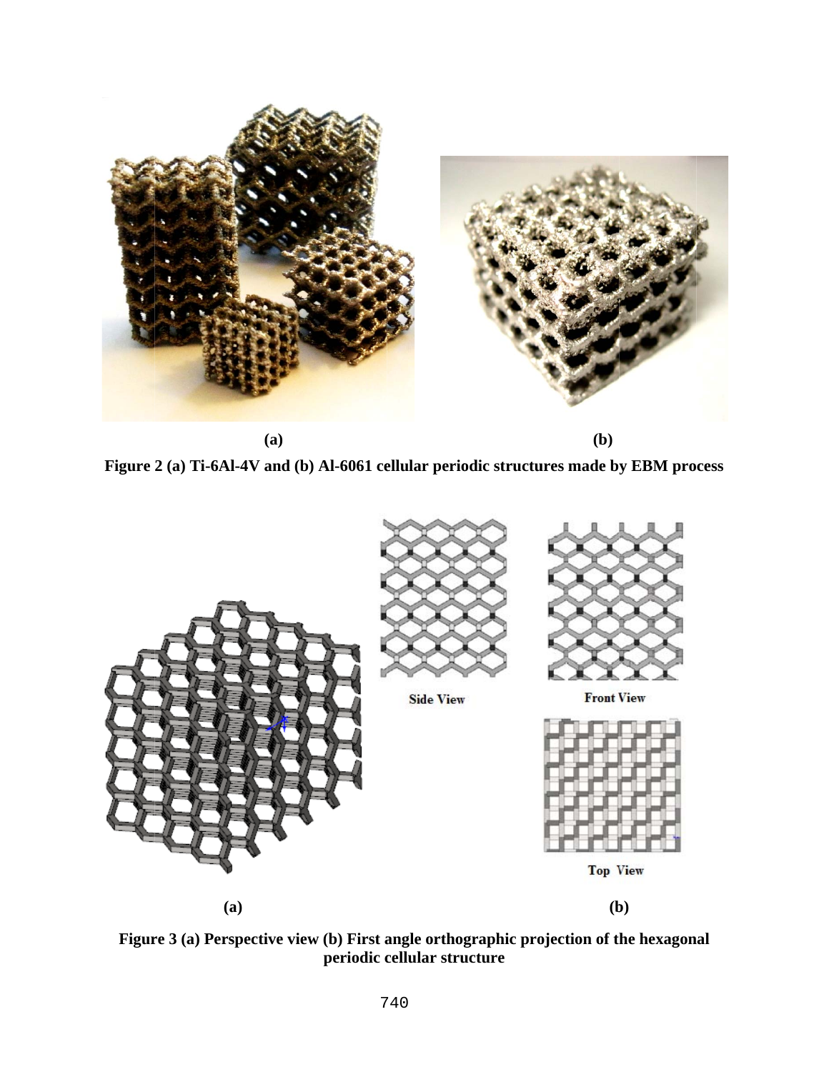(a) (b)

**Figure 2 (a) Ti-6Al-4V and (b) Al-6061 cellular periodic structures made by EBM process**

Side View

Front View

Top View

(a) (b)

**Figure 3 (a) Perspective view (b) First angle orthographic projection of the hexagonal periodic cellular structure**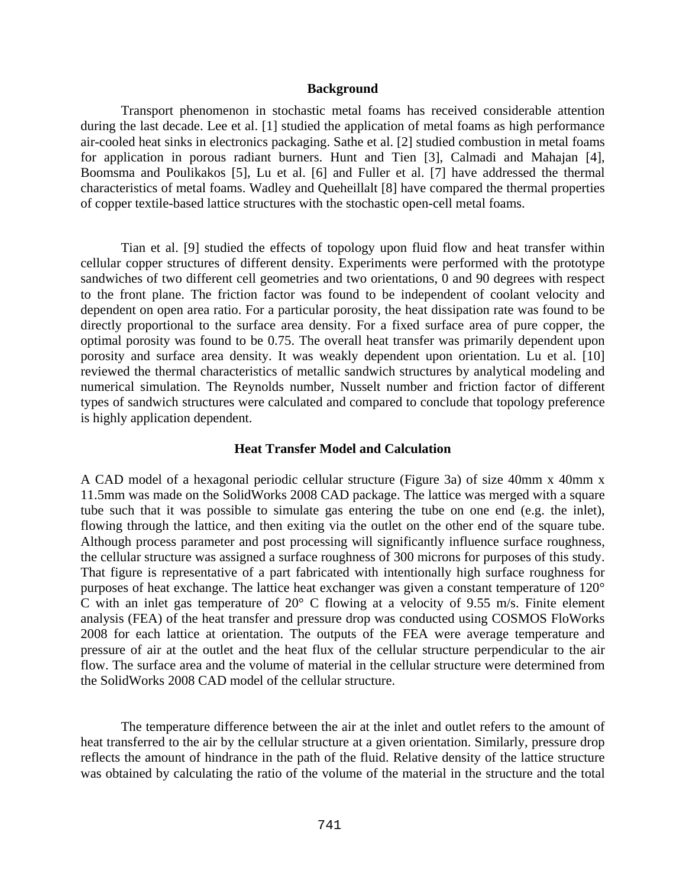## Background

Transport phenomenon in stochastic metal foams has received considerable attention during the last decade. Lee et al. [1] studied the application of metal foams as high performance air-cooled heat sinks in electronics packaging. Sathe et al. [2] studied combustion in metal foams for application in porous radiant burners. Hunt and Tien [3], Calmadi and Mahajan [4], Boomsma and Poulikakos [5], Lu et al. [6] and Fuller et al. [7] have addressed the thermal characteristics of metal foams. Wadley and Queheillalt [8] have compared the thermal properties of copper textile-based lattice structures with the stochastic open-cell metal foams.

Tian et al. [9] studied the effects of topology upon fluid flow and heat transfer within cellular copper structures of different density. Experiments were performed with the prototype sandwiches of two different cell geometries and two orientations, 0 and 90 degrees with respect to the front plane. The friction factor was found to be independent of coolant velocity and dependent on open area ratio. For a particular porosity, the heat dissipation rate was found to be directly proportional to the surface area density. For a fixed surface area of pure copper, the optimal porosity was found to be 0.75. The overall heat transfer was primarily dependent upon porosity and surface area density. It was weakly dependent upon orientation. Lu et al. [10] reviewed the thermal characteristics of metallic sandwich structures by analytical modeling and numerical simulation. The Reynolds number, Nusselt number and friction factor of different types of sandwich structures were calculated and compared to conclude that topology preference is highly application dependent.

## Heat Transfer Model and Calculation

A CAD model of a hexagonal periodic cellular structure (Figure 3a) of size 40mm x 40mm x 11.5mm was made on the SolidWorks 2008 CAD package. The lattice was merged with a square tube such that it was possible to simulate gas entering the tube on one end (e.g. the inlet), flowing through the lattice, and then exiting via the outlet on the other end of the square tube. Although process parameter and post processing will significantly influence surface roughness, the cellular structure was assigned a surface roughness of 300 microns for purposes of this study. That figure is representative of a part fabricated with intentionally high surface roughness for purposes of heat exchange. The lattice heat exchanger was given a constant temperature of 120° C with an inlet gas temperature of 20° C flowing at a velocity of 9.55 m/s. Finite element analysis (FEA) of the heat transfer and pressure drop was conducted using COSMOS FloWorks 2008 for each lattice at orientation. The outputs of the FEA were average temperature and pressure of air at the outlet and the heat flux of the cellular structure perpendicular to the air flow. The surface area and the volume of material in the cellular structure were determined from the SolidWorks 2008 CAD model of the cellular structure.

The temperature difference between the air at the inlet and outlet refers to the amount of heat transferred to the air by the cellular structure at a given orientation. Similarly, pressure drop reflects the amount of hindrance in the path of the fluid. Relative density of the lattice structure was obtained by calculating the ratio of the volume of the material in the structure and the total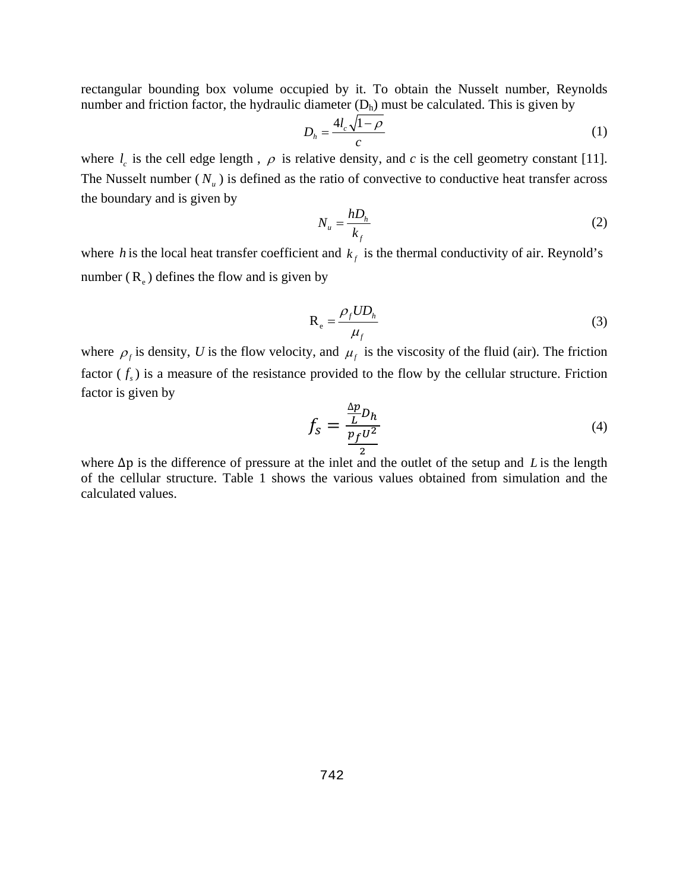rectangular bounding box volume occupied by it. To obtain the Nusselt number, Reynolds number and friction factor, the hydraulic diameter ($D_h$) must be calculated. This is given by

$$D_h = \frac{4l_c\sqrt{1-\rho}}{c} \tag{1}$$

where $l_c$ is the cell edge length , $\rho$ is relative density, and $c$ is the cell geometry constant [11]. The Nusselt number ( $N_u$ ) is defined as the ratio of convective to conductive heat transfer across the boundary and is given by

$$N_u = \frac{hD_h}{k_f} \tag{2}$$

where $h$ is the local heat transfer coefficient and $k_f$ is the thermal conductivity of air. Reynold's number ( $\mathrm{R_e}$ ) defines the flow and is given by

$$\mathrm{R_e} = \frac{\rho_f U D_h}{\mu_f} \tag{3}$$

where $\rho_f$ is density, $U$ is the flow velocity, and $\mu_f$ is the viscosity of the fluid (air). The friction factor ( $f_s$ ) is a measure of the resistance provided to the flow by the cellular structure. Friction factor is given by

$$f_s = \frac{\frac{\Delta p}{L} D_h}{\frac{p_f U^2}{2}} \tag{4}$$

where $\Delta$p is the difference of pressure at the inlet and the outlet of the setup and $L$ is the length of the cellular structure. Table 1 shows the various values obtained from simulation and the calculated values.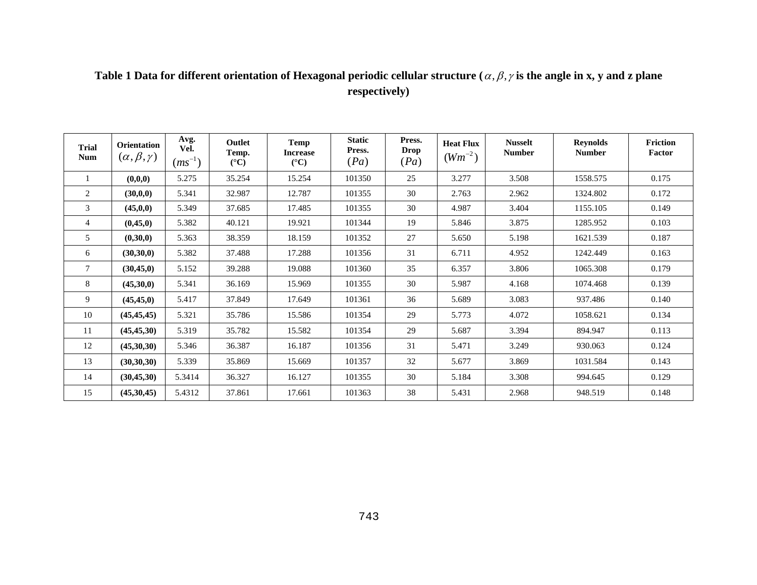**Table 1 Data for different orientation of Hexagonal periodic cellular structure ($\alpha, \beta, \gamma$ is the angle in x, y and z plane respectively)**

| Trial Num | Orientation $(\alpha, \beta, \gamma)$ | Avg. Vel. $(ms^{-1})$ | Outlet Temp. (°C) | Temp Increase (°C) | Static Press. $(Pa)$ | Press. Drop $(Pa)$ | Heat Flux $(Wm^{-2})$ | Nusselt Number | Reynolds Number | Friction Factor |
|---|---|---|---|---|---|---|---|---|---|---|
| 1 | **(0,0,0)** | 5.275 | 35.254 | 15.254 | 101350 | 25 | 3.277 | 3.508 | 1558.575 | 0.175 |
| 2 | **(30,0,0)** | 5.341 | 32.987 | 12.787 | 101355 | 30 | 2.763 | 2.962 | 1324.802 | 0.172 |
| 3 | **(45,0,0)** | 5.349 | 37.685 | 17.485 | 101355 | 30 | 4.987 | 3.404 | 1155.105 | 0.149 |
| 4 | **(0,45,0)** | 5.382 | 40.121 | 19.921 | 101344 | 19 | 5.846 | 3.875 | 1285.952 | 0.103 |
| 5 | **(0,30,0)** | 5.363 | 38.359 | 18.159 | 101352 | 27 | 5.650 | 5.198 | 1621.539 | 0.187 |
| 6 | **(30,30,0)** | 5.382 | 37.488 | 17.288 | 101356 | 31 | 6.711 | 4.952 | 1242.449 | 0.163 |
| 7 | **(30,45,0)** | 5.152 | 39.288 | 19.088 | 101360 | 35 | 6.357 | 3.806 | 1065.308 | 0.179 |
| 8 | **(45,30,0)** | 5.341 | 36.169 | 15.969 | 101355 | 30 | 5.987 | 4.168 | 1074.468 | 0.139 |
| 9 | **(45,45,0)** | 5.417 | 37.849 | 17.649 | 101361 | 36 | 5.689 | 3.083 | 937.486 | 0.140 |
| 10 | **(45,45,45)** | 5.321 | 35.786 | 15.586 | 101354 | 29 | 5.773 | 4.072 | 1058.621 | 0.134 |
| 11 | **(45,45,30)** | 5.319 | 35.782 | 15.582 | 101354 | 29 | 5.687 | 3.394 | 894.947 | 0.113 |
| 12 | **(45,30,30)** | 5.346 | 36.387 | 16.187 | 101356 | 31 | 5.471 | 3.249 | 930.063 | 0.124 |
| 13 | **(30,30,30)** | 5.339 | 35.869 | 15.669 | 101357 | 32 | 5.677 | 3.869 | 1031.584 | 0.143 |
| 14 | **(30,45,30)** | 5.3414 | 36.327 | 16.127 | 101355 | 30 | 5.184 | 3.308 | 994.645 | 0.129 |
| 15 | **(45,30,45)** | 5.4312 | 37.861 | 17.661 | 101363 | 38 | 5.431 | 2.968 | 948.519 | 0.148 |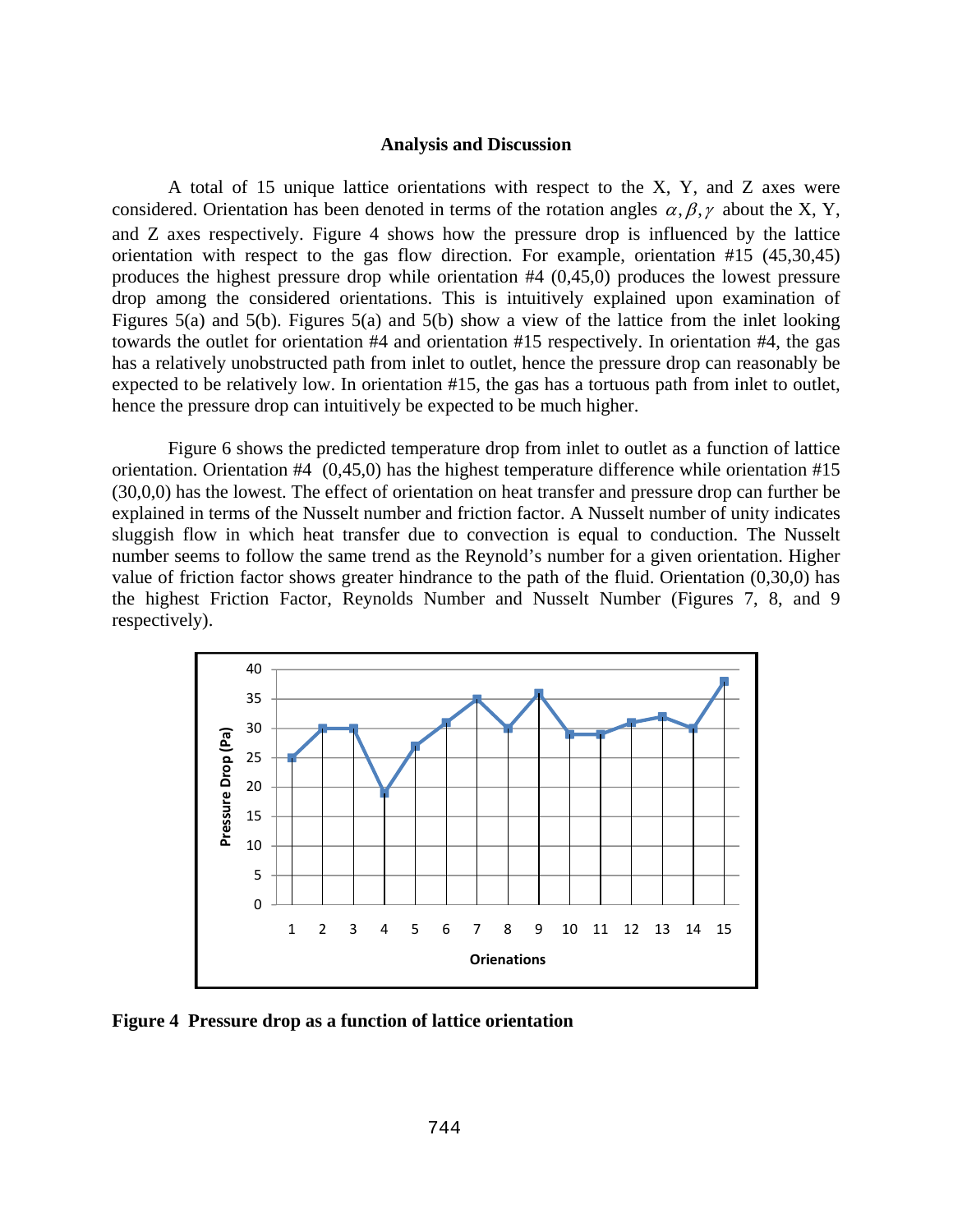### Analysis and Discussion

A total of 15 unique lattice orientations with respect to the X, Y, and Z axes were considered. Orientation has been denoted in terms of the rotation angles $\alpha, \beta, \gamma$ about the X, Y, and Z axes respectively. Figure 4 shows how the pressure drop is influenced by the lattice orientation with respect to the gas flow direction. For example, orientation #15 (45,30,45) produces the highest pressure drop while orientation #4 (0,45,0) produces the lowest pressure drop among the considered orientations. This is intuitively explained upon examination of Figures 5(a) and 5(b). Figures 5(a) and 5(b) show a view of the lattice from the inlet looking towards the outlet for orientation #4 and orientation #15 respectively. In orientation #4, the gas has a relatively unobstructed path from inlet to outlet, hence the pressure drop can reasonably be expected to be relatively low. In orientation #15, the gas has a tortuous path from inlet to outlet, hence the pressure drop can intuitively be expected to be much higher.

Figure 6 shows the predicted temperature drop from inlet to outlet as a function of lattice orientation. Orientation #4 (0,45,0) has the highest temperature difference while orientation #15 (30,0,0) has the lowest. The effect of orientation on heat transfer and pressure drop can further be explained in terms of the Nusselt number and friction factor. A Nusselt number of unity indicates sluggish flow in which heat transfer due to convection is equal to conduction. The Nusselt number seems to follow the same trend as the Reynold's number for a given orientation. Higher value of friction factor shows greater hindrance to the path of the fluid. Orientation (0,30,0) has the highest Friction Factor, Reynolds Number and Nusselt Number (Figures 7, 8, and 9 respectively).

**Figure 4 Pressure drop as a function of lattice orientation**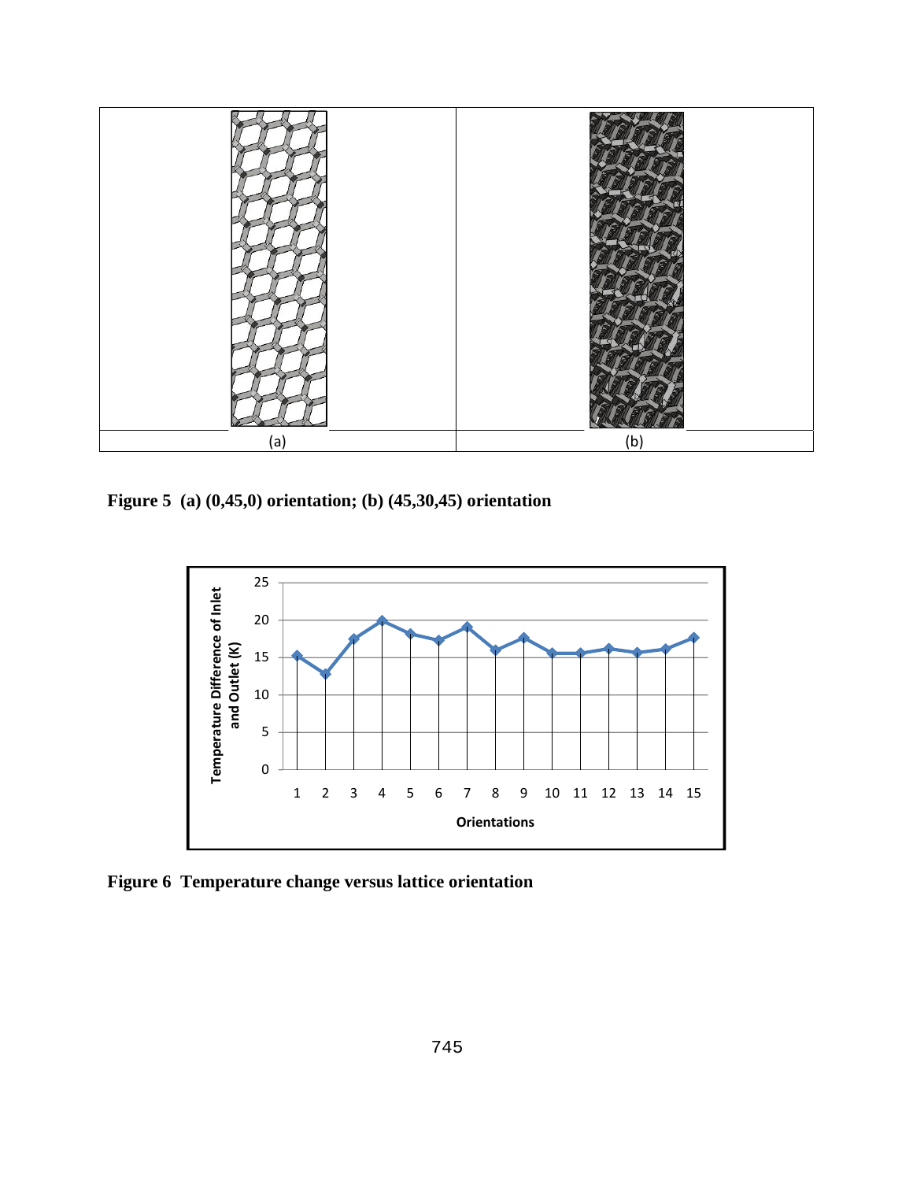| (a) | (b) |
|---|---|

**Figure 5 (a) (0,45,0) orientation; (b) (45,30,45) orientation**

**Figure 6 Temperature change versus lattice orientation**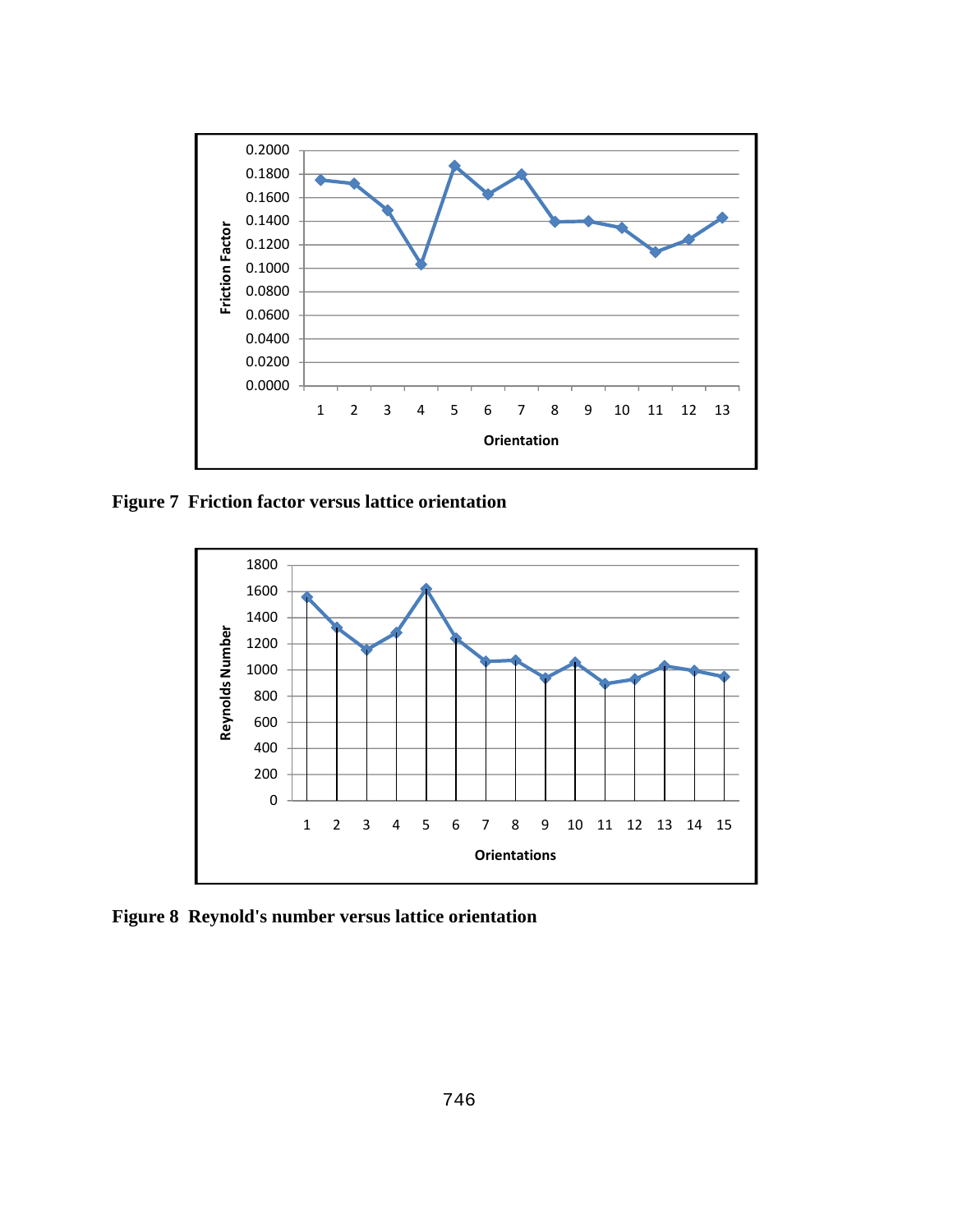**Figure 7 Friction factor versus lattice orientation**

**Figure 8 Reynold's number versus lattice orientation**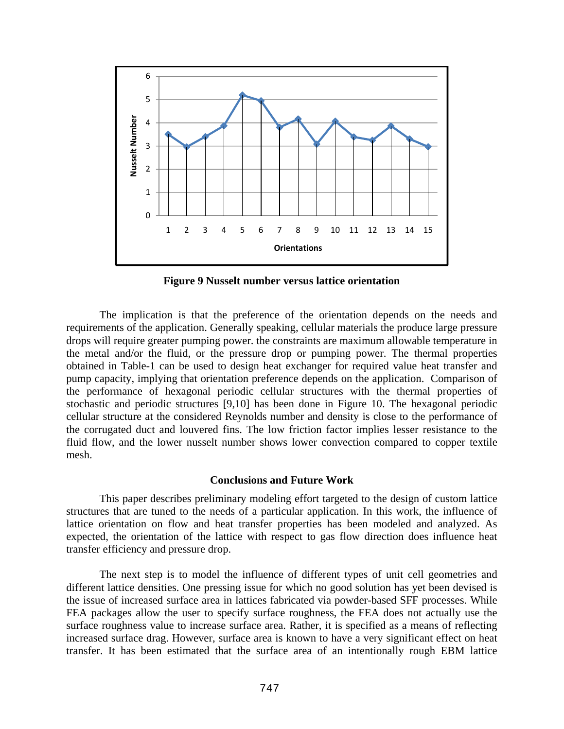Figure 9 Nusselt number versus lattice orientation

The implication is that the preference of the orientation depends on the needs and requirements of the application. Generally speaking, cellular materials the produce large pressure drops will require greater pumping power. the constraints are maximum allowable temperature in the metal and/or the fluid, or the pressure drop or pumping power. The thermal properties obtained in Table-1 can be used to design heat exchanger for required value heat transfer and pump capacity, implying that orientation preference depends on the application. Comparison of the performance of hexagonal periodic cellular structures with the thermal properties of stochastic and periodic structures [9,10] has been done in Figure 10. The hexagonal periodic cellular structure at the considered Reynolds number and density is close to the performance of the corrugated duct and louvered fins. The low friction factor implies lesser resistance to the fluid flow, and the lower nusselt number shows lower convection compared to copper textile mesh.

## Conclusions and Future Work

This paper describes preliminary modeling effort targeted to the design of custom lattice structures that are tuned to the needs of a particular application. In this work, the influence of lattice orientation on flow and heat transfer properties has been modeled and analyzed. As expected, the orientation of the lattice with respect to gas flow direction does influence heat transfer efficiency and pressure drop.

The next step is to model the influence of different types of unit cell geometries and different lattice densities. One pressing issue for which no good solution has yet been devised is the issue of increased surface area in lattices fabricated via powder-based SFF processes. While FEA packages allow the user to specify surface roughness, the FEA does not actually use the surface roughness value to increase surface area. Rather, it is specified as a means of reflecting increased surface drag. However, surface area is known to have a very significant effect on heat transfer. It has been estimated that the surface area of an intentionally rough EBM lattice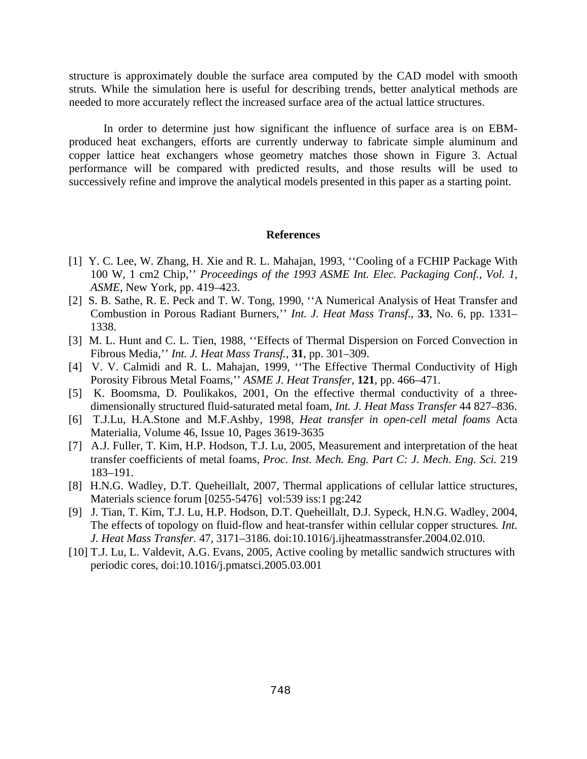structure is approximately double the surface area computed by the CAD model with smooth struts. While the simulation here is useful for describing trends, better analytical methods are needed to more accurately reflect the increased surface area of the actual lattice structures.

In order to determine just how significant the influence of surface area is on EBM-produced heat exchangers, efforts are currently underway to fabricate simple aluminum and copper lattice heat exchangers whose geometry matches those shown in Figure 3. Actual performance will be compared with predicted results, and those results will be used to successively refine and improve the analytical models presented in this paper as a starting point.

## References

[1] Y. C. Lee, W. Zhang, H. Xie and R. L. Mahajan, 1993, ''Cooling of a FCHIP Package With 100 W, 1 cm2 Chip,'' *Proceedings of the 1993 ASME Int. Elec. Packaging Conf., Vol. 1, ASME*, New York, pp. 419–423.

[2] S. B. Sathe, R. E. Peck and T. W. Tong, 1990, ''A Numerical Analysis of Heat Transfer and Combustion in Porous Radiant Burners,'' *Int. J. Heat Mass Transf.*, **33**, No. 6, pp. 1331–1338.

[3] M. L. Hunt and C. L. Tien, 1988, ''Effects of Thermal Dispersion on Forced Convection in Fibrous Media,'' *Int. J. Heat Mass Transf.*, **31**, pp. 301–309.

[4] V. V. Calmidi and R. L. Mahajan, 1999, ''The Effective Thermal Conductivity of High Porosity Fibrous Metal Foams,'' *ASME J. Heat Transfer*, **121**, pp. 466–471.

[5] K. Boomsma, D. Poulikakos, 2001, On the effective thermal conductivity of a three-dimensionally structured fluid-saturated metal foam, *Int. J. Heat Mass Transfer* 44 827–836.

[6] T.J.Lu, H.A.Stone and M.F.Ashby, 1998, *Heat transfer in open-cell metal foams* Acta Materialia, Volume 46, Issue 10, Pages 3619-3635

[7] A.J. Fuller, T. Kim, H.P. Hodson, T.J. Lu, 2005, Measurement and interpretation of the heat transfer coefficients of metal foams, *Proc. Inst. Mech. Eng. Part C: J. Mech. Eng. Sci.* 219 183–191.

[8] H.N.G. Wadley, D.T. Queheillalt, 2007, Thermal applications of cellular lattice structures, Materials science forum [0255-5476] vol:539 iss:1 pg:242

[9] J. Tian, T. Kim, T.J. Lu, H.P. Hodson, D.T. Queheillalt, D.J. Sypeck, H.N.G. Wadley, 2004, The effects of topology on fluid-flow and heat-transfer within cellular copper structures. *Int. J. Heat Mass Transfer.* 47, 3171–3186. doi:10.1016/j.ijheatmasstransfer.2004.02.010.

[10] T.J. Lu, L. Valdevit, A.G. Evans, 2005, Active cooling by metallic sandwich structures with periodic cores, doi:10.1016/j.pmatsci.2005.03.001